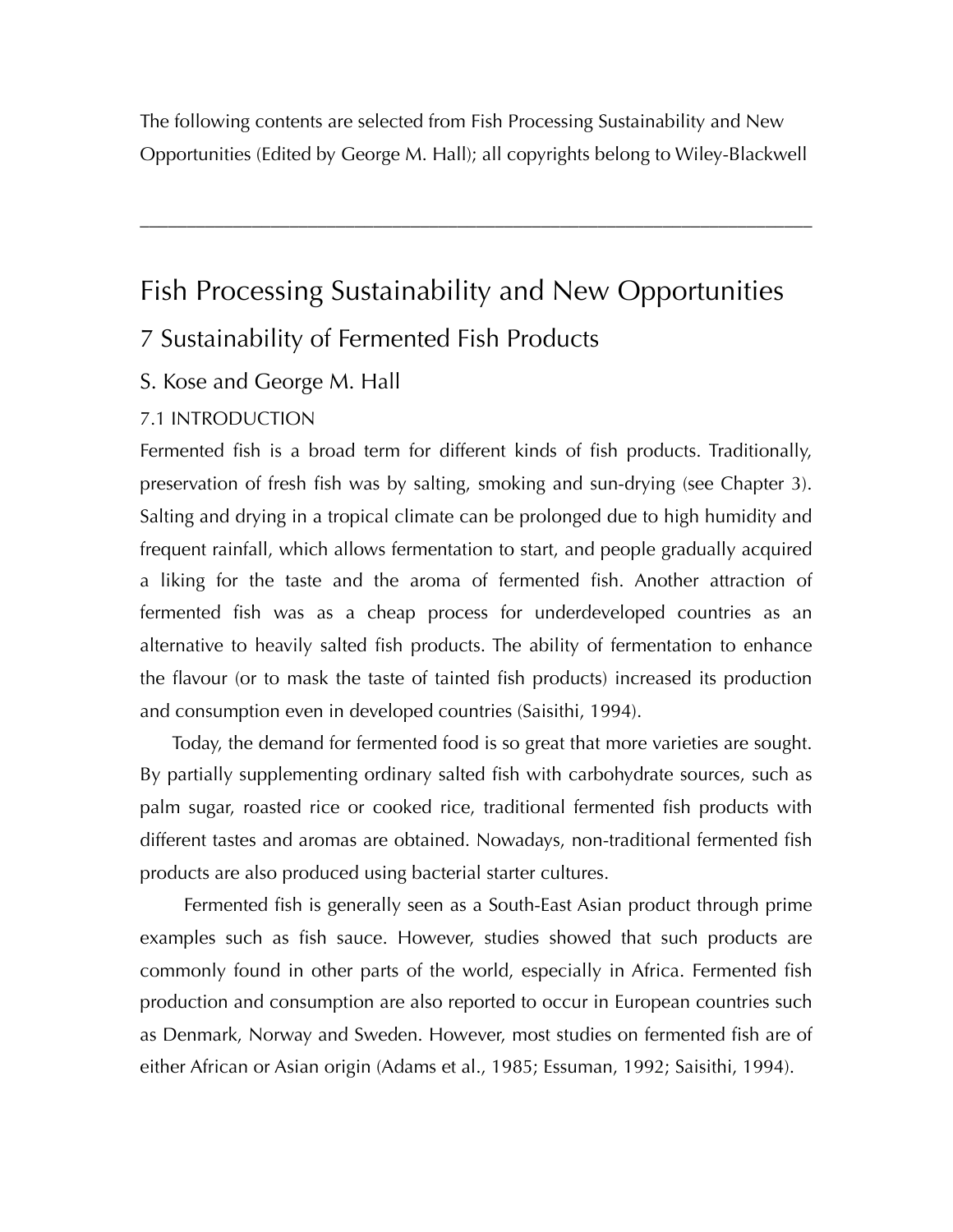The following contents are selected from Fish Processing Sustainability and New Opportunities (Edited by George M. Hall); all copyrights belong to Wiley-Blackwell

---

# Fish Processing Sustainability and New Opportunities

## 7 Sustainability of Fermented Fish Products

### S. Kose and George M. Hall

#### 7.1 INTRODUCTION

Fermented fish is a broad term for different kinds of fish products. Traditionally, preservation of fresh fish was by salting, smoking and sun-drying (see Chapter 3). Salting and drying in a tropical climate can be prolonged due to high humidity and frequent rainfall, which allows fermentation to start, and people gradually acquired a liking for the taste and the aroma of fermented fish. Another attraction of fermented fish was as a cheap process for underdeveloped countries as an alternative to heavily salted fish products. The ability of fermentation to enhance the flavour (or to mask the taste of tainted fish products) increased its production and consumption even in developed countries (Saisithi, 1994).

Today, the demand for fermented food is so great that more varieties are sought. By partially supplementing ordinary salted fish with carbohydrate sources, such as palm sugar, roasted rice or cooked rice, traditional fermented fish products with different tastes and aromas are obtained. Nowadays, non-traditional fermented fish products are also produced using bacterial starter cultures.

Fermented fish is generally seen as a South-East Asian product through prime examples such as fish sauce. However, studies showed that such products are commonly found in other parts of the world, especially in Africa. Fermented fish production and consumption are also reported to occur in European countries such as Denmark, Norway and Sweden. However, most studies on fermented fish are of either African or Asian origin (Adams et al., 1985; Essuman, 1992; Saisithi, 1994).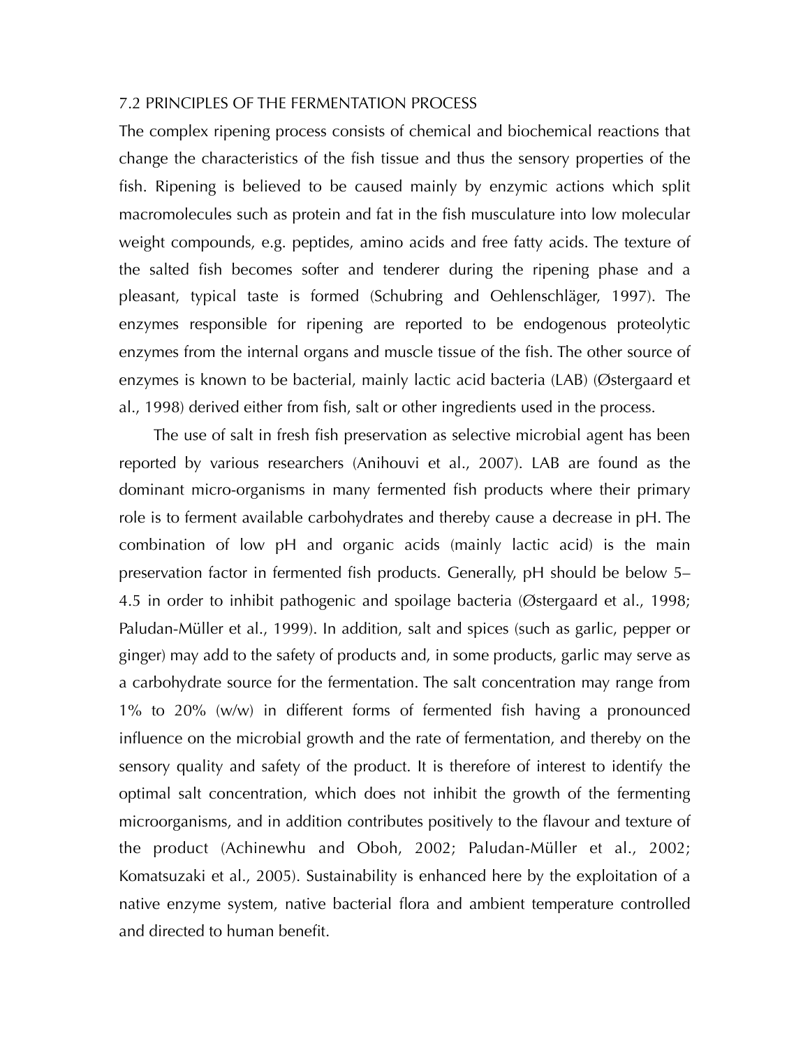## 7.2 PRINCIPLES OF THE FERMENTATION PROCESS

The complex ripening process consists of chemical and biochemical reactions that change the characteristics of the fish tissue and thus the sensory properties of the fish. Ripening is believed to be caused mainly by enzymic actions which split macromolecules such as protein and fat in the fish musculature into low molecular weight compounds, e.g. peptides, amino acids and free fatty acids. The texture of the salted fish becomes softer and tenderer during the ripening phase and a pleasant, typical taste is formed (Schubring and Oehlenschläger, 1997). The enzymes responsible for ripening are reported to be endogenous proteolytic enzymes from the internal organs and muscle tissue of the fish. The other source of enzymes is known to be bacterial, mainly lactic acid bacteria (LAB) (Østergaard et al., 1998) derived either from fish, salt or other ingredients used in the process.

The use of salt in fresh fish preservation as selective microbial agent has been reported by various researchers (Anihouvi et al., 2007). LAB are found as the dominant micro-organisms in many fermented fish products where their primary role is to ferment available carbohydrates and thereby cause a decrease in pH. The combination of low pH and organic acids (mainly lactic acid) is the main preservation factor in fermented fish products. Generally, pH should be below 5–4.5 in order to inhibit pathogenic and spoilage bacteria (Østergaard et al., 1998; Paludan-Müller et al., 1999). In addition, salt and spices (such as garlic, pepper or ginger) may add to the safety of products and, in some products, garlic may serve as a carbohydrate source for the fermentation. The salt concentration may range from 1% to 20% (w/w) in different forms of fermented fish having a pronounced influence on the microbial growth and the rate of fermentation, and thereby on the sensory quality and safety of the product. It is therefore of interest to identify the optimal salt concentration, which does not inhibit the growth of the fermenting microorganisms, and in addition contributes positively to the flavour and texture of the product (Achinewhu and Oboh, 2002; Paludan-Müller et al., 2002; Komatsuzaki et al., 2005). Sustainability is enhanced here by the exploitation of a native enzyme system, native bacterial flora and ambient temperature controlled and directed to human benefit.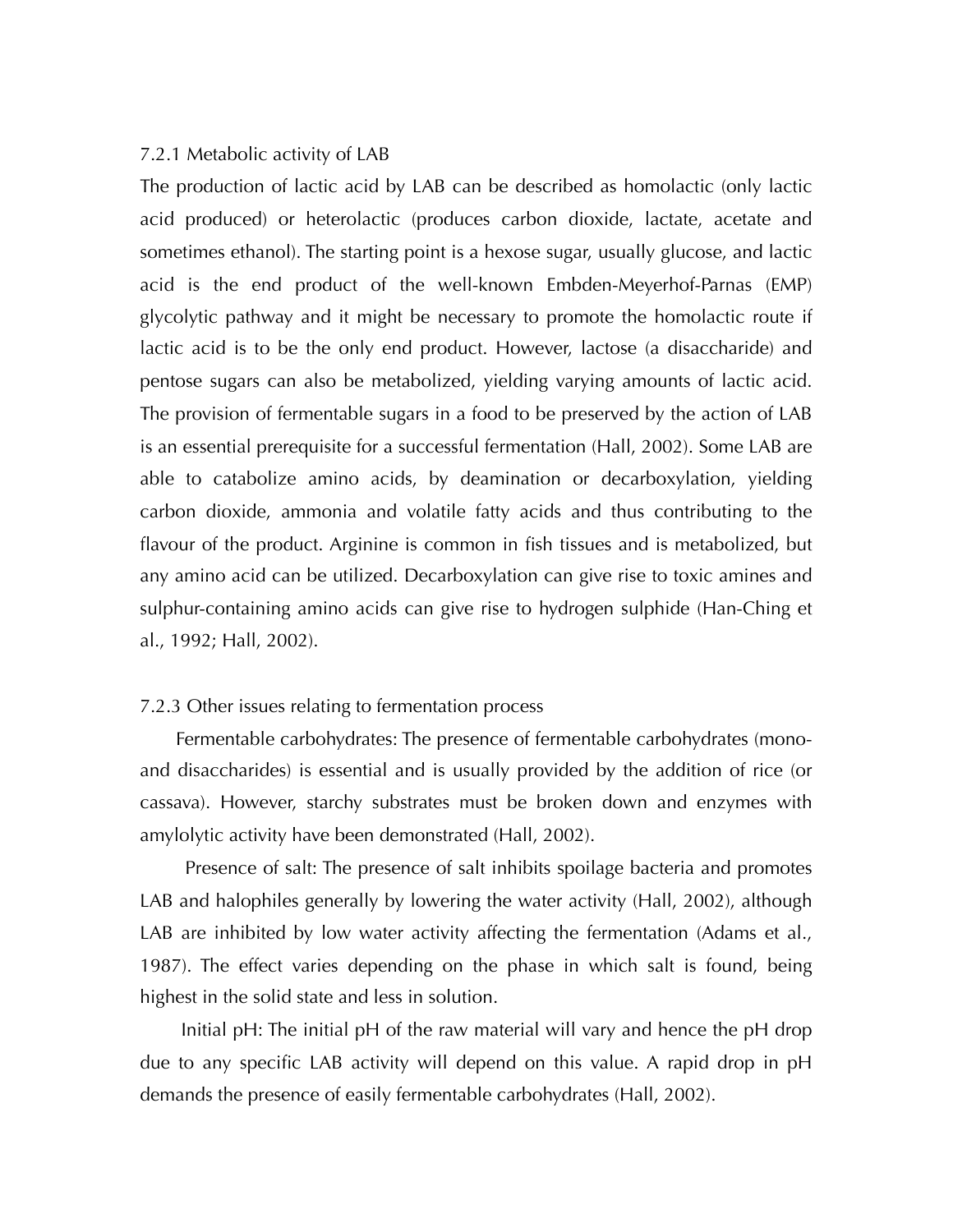### 7.2.1 Metabolic activity of LAB

The production of lactic acid by LAB can be described as homolactic (only lactic acid produced) or heterolactic (produces carbon dioxide, lactate, acetate and sometimes ethanol). The starting point is a hexose sugar, usually glucose, and lactic acid is the end product of the well-known Embden-Meyerhof-Parnas (EMP) glycolytic pathway and it might be necessary to promote the homolactic route if lactic acid is to be the only end product. However, lactose (a disaccharide) and pentose sugars can also be metabolized, yielding varying amounts of lactic acid. The provision of fermentable sugars in a food to be preserved by the action of LAB is an essential prerequisite for a successful fermentation (Hall, 2002). Some LAB are able to catabolize amino acids, by deamination or decarboxylation, yielding carbon dioxide, ammonia and volatile fatty acids and thus contributing to the flavour of the product. Arginine is common in fish tissues and is metabolized, but any amino acid can be utilized. Decarboxylation can give rise to toxic amines and sulphur-containing amino acids can give rise to hydrogen sulphide (Han-Ching et al., 1992; Hall, 2002).

### 7.2.3 Other issues relating to fermentation process

Fermentable carbohydrates: The presence of fermentable carbohydrates (mono- and disaccharides) is essential and is usually provided by the addition of rice (or cassava). However, starchy substrates must be broken down and enzymes with amylolytic activity have been demonstrated (Hall, 2002).

Presence of salt: The presence of salt inhibits spoilage bacteria and promotes LAB and halophiles generally by lowering the water activity (Hall, 2002), although LAB are inhibited by low water activity affecting the fermentation (Adams et al., 1987). The effect varies depending on the phase in which salt is found, being highest in the solid state and less in solution.

Initial pH: The initial pH of the raw material will vary and hence the pH drop due to any specific LAB activity will depend on this value. A rapid drop in pH demands the presence of easily fermentable carbohydrates (Hall, 2002).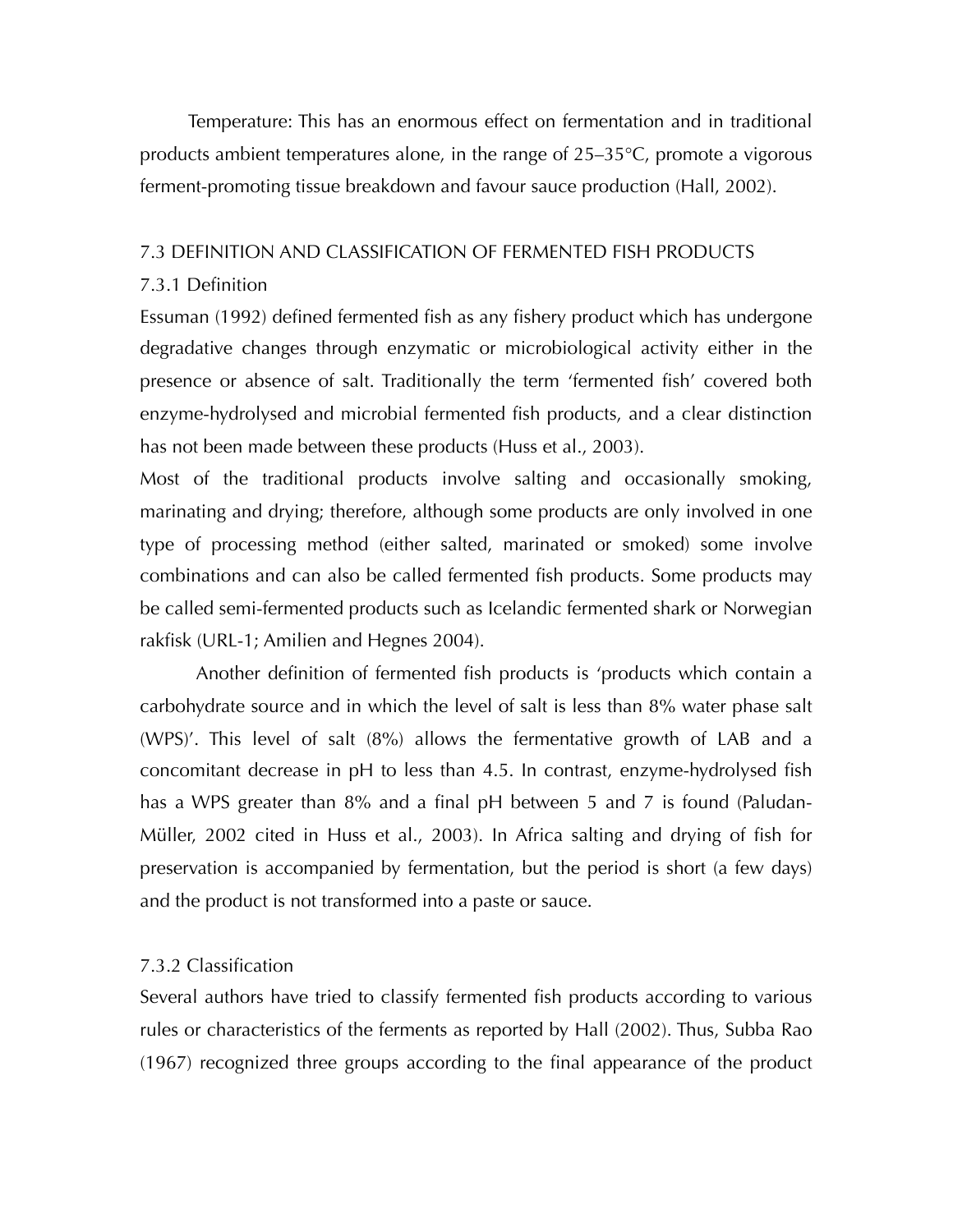Temperature: This has an enormous effect on fermentation and in traditional products ambient temperatures alone, in the range of 25–35°C, promote a vigorous ferment-promoting tissue breakdown and favour sauce production (Hall, 2002).

## 7.3 DEFINITION AND CLASSIFICATION OF FERMENTED FISH PRODUCTS

### 7.3.1 Definition

Essuman (1992) defined fermented fish as any fishery product which has undergone degradative changes through enzymatic or microbiological activity either in the presence or absence of salt. Traditionally the term 'fermented fish' covered both enzyme-hydrolysed and microbial fermented fish products, and a clear distinction has not been made between these products (Huss et al., 2003).

Most of the traditional products involve salting and occasionally smoking, marinating and drying; therefore, although some products are only involved in one type of processing method (either salted, marinated or smoked) some involve combinations and can also be called fermented fish products. Some products may be called semi-fermented products such as Icelandic fermented shark or Norwegian rakfisk (URL-1; Amilien and Hegnes 2004).

Another definition of fermented fish products is 'products which contain a carbohydrate source and in which the level of salt is less than 8% water phase salt (WPS)'. This level of salt (8%) allows the fermentative growth of LAB and a concomitant decrease in pH to less than 4.5. In contrast, enzyme-hydrolysed fish has a WPS greater than 8% and a final pH between 5 and 7 is found (Paludan-Müller, 2002 cited in Huss et al., 2003). In Africa salting and drying of fish for preservation is accompanied by fermentation, but the period is short (a few days) and the product is not transformed into a paste or sauce.

### 7.3.2 Classification

Several authors have tried to classify fermented fish products according to various rules or characteristics of the ferments as reported by Hall (2002). Thus, Subba Rao (1967) recognized three groups according to the final appearance of the product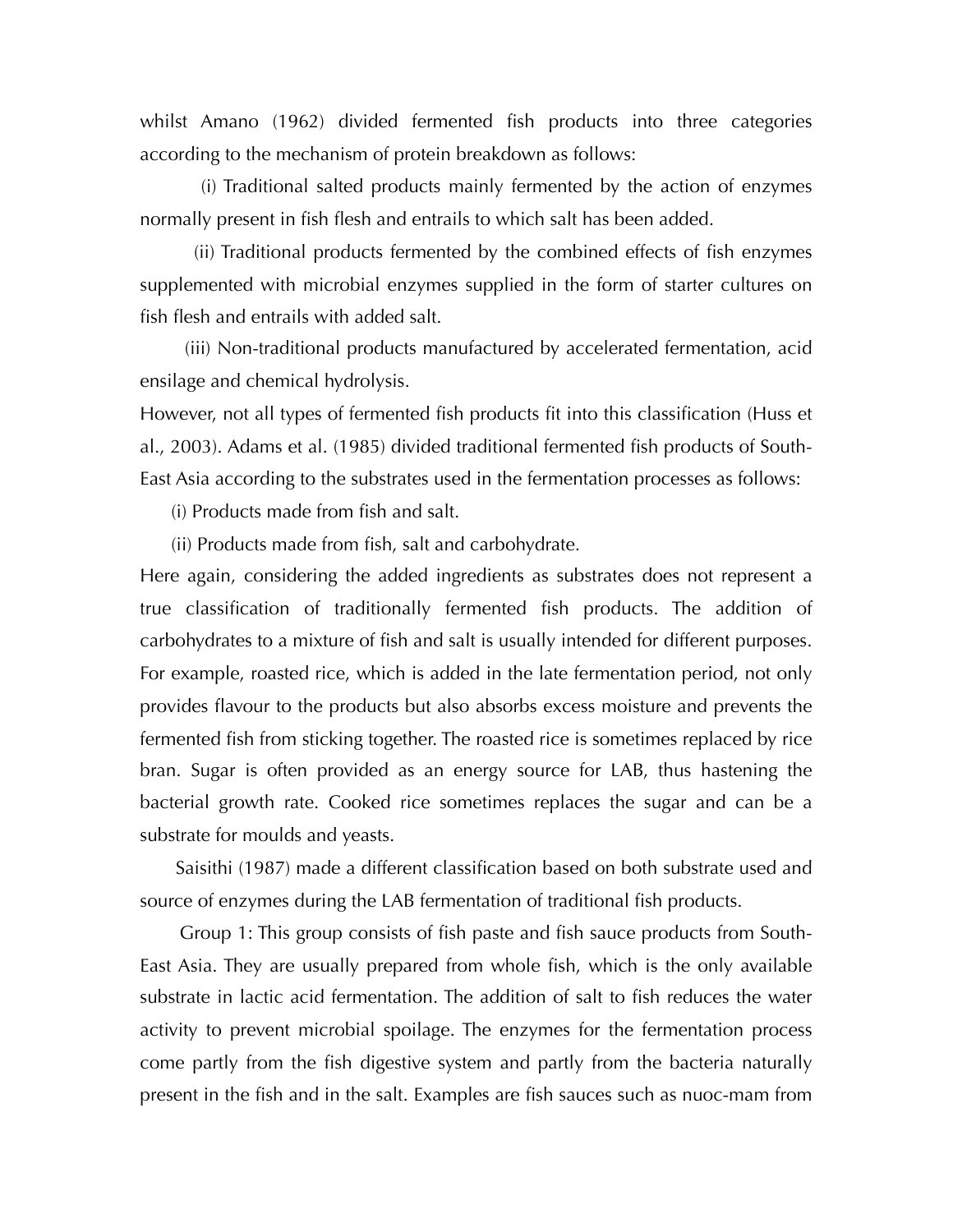whilst Amano (1962) divided fermented fish products into three categories according to the mechanism of protein breakdown as follows:

(i) Traditional salted products mainly fermented by the action of enzymes normally present in fish flesh and entrails to which salt has been added.

(ii) Traditional products fermented by the combined effects of fish enzymes supplemented with microbial enzymes supplied in the form of starter cultures on fish flesh and entrails with added salt.

(iii) Non-traditional products manufactured by accelerated fermentation, acid ensilage and chemical hydrolysis.

However, not all types of fermented fish products fit into this classification (Huss et al., 2003). Adams et al. (1985) divided traditional fermented fish products of South-East Asia according to the substrates used in the fermentation processes as follows:

(i) Products made from fish and salt.

(ii) Products made from fish, salt and carbohydrate.

Here again, considering the added ingredients as substrates does not represent a true classification of traditionally fermented fish products. The addition of carbohydrates to a mixture of fish and salt is usually intended for different purposes. For example, roasted rice, which is added in the late fermentation period, not only provides flavour to the products but also absorbs excess moisture and prevents the fermented fish from sticking together. The roasted rice is sometimes replaced by rice bran. Sugar is often provided as an energy source for LAB, thus hastening the bacterial growth rate. Cooked rice sometimes replaces the sugar and can be a substrate for moulds and yeasts.

Saisithi (1987) made a different classification based on both substrate used and source of enzymes during the LAB fermentation of traditional fish products.

Group 1: This group consists of fish paste and fish sauce products from South-East Asia. They are usually prepared from whole fish, which is the only available substrate in lactic acid fermentation. The addition of salt to fish reduces the water activity to prevent microbial spoilage. The enzymes for the fermentation process come partly from the fish digestive system and partly from the bacteria naturally present in the fish and in the salt. Examples are fish sauces such as nuoc-mam from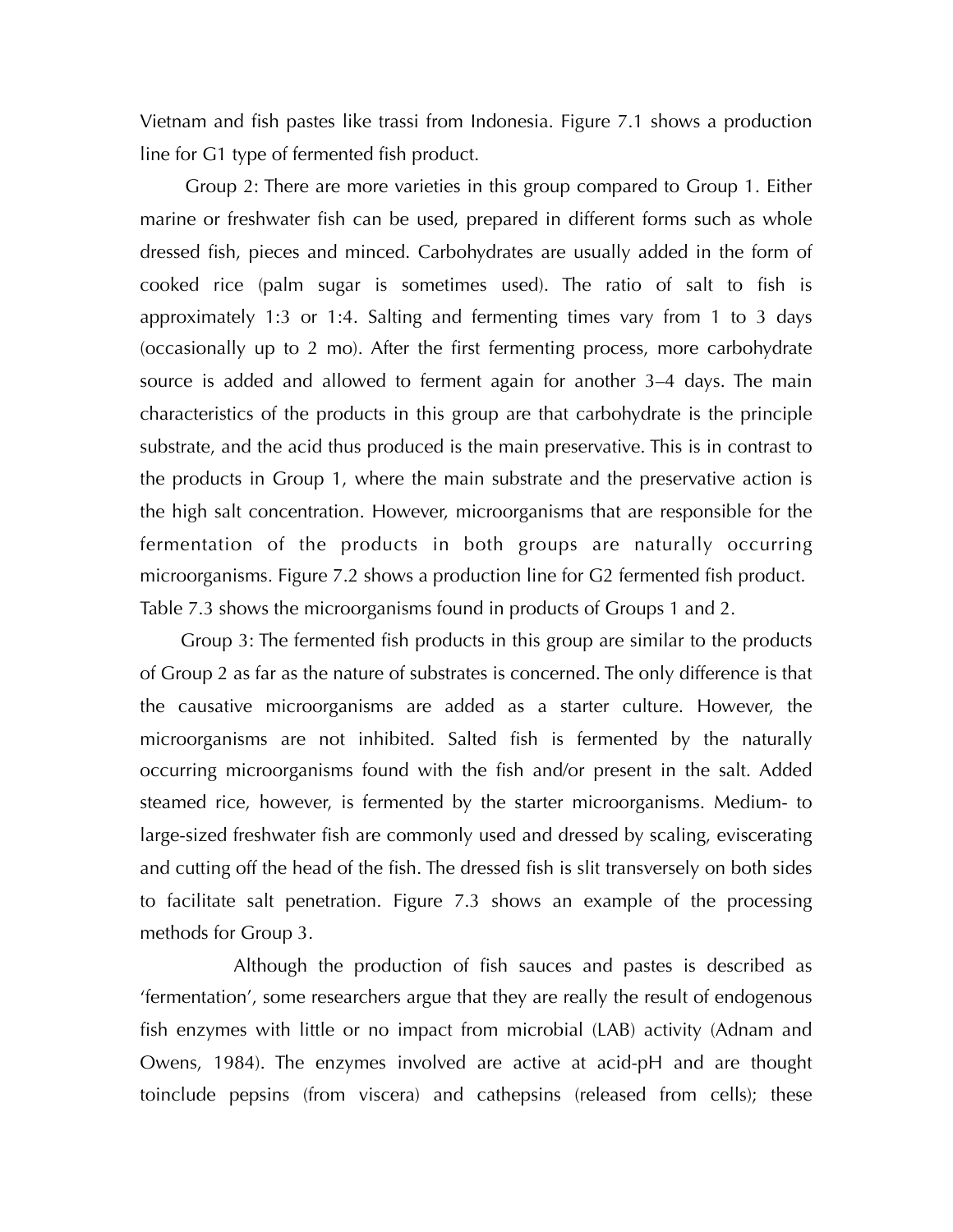Vietnam and fish pastes like trassi from Indonesia. Figure 7.1 shows a production line for G1 type of fermented fish product.

Group 2: There are more varieties in this group compared to Group 1. Either marine or freshwater fish can be used, prepared in different forms such as whole dressed fish, pieces and minced. Carbohydrates are usually added in the form of cooked rice (palm sugar is sometimes used). The ratio of salt to fish is approximately 1:3 or 1:4. Salting and fermenting times vary from 1 to 3 days (occasionally up to 2 mo). After the first fermenting process, more carbohydrate source is added and allowed to ferment again for another 3–4 days. The main characteristics of the products in this group are that carbohydrate is the principle substrate, and the acid thus produced is the main preservative. This is in contrast to the products in Group 1, where the main substrate and the preservative action is the high salt concentration. However, microorganisms that are responsible for the fermentation of the products in both groups are naturally occurring microorganisms. Figure 7.2 shows a production line for G2 fermented fish product. Table 7.3 shows the microorganisms found in products of Groups 1 and 2.

Group 3: The fermented fish products in this group are similar to the products of Group 2 as far as the nature of substrates is concerned. The only difference is that the causative microorganisms are added as a starter culture. However, the microorganisms are not inhibited. Salted fish is fermented by the naturally occurring microorganisms found with the fish and/or present in the salt. Added steamed rice, however, is fermented by the starter microorganisms. Medium- to large-sized freshwater fish are commonly used and dressed by scaling, eviscerating and cutting off the head of the fish. The dressed fish is slit transversely on both sides to facilitate salt penetration. Figure 7.3 shows an example of the processing methods for Group 3.

Although the production of fish sauces and pastes is described as 'fermentation', some researchers argue that they are really the result of endogenous fish enzymes with little or no impact from microbial (LAB) activity (Adnam and Owens, 1984). The enzymes involved are active at acid-pH and are thought toinclude pepsins (from viscera) and cathepsins (released from cells); these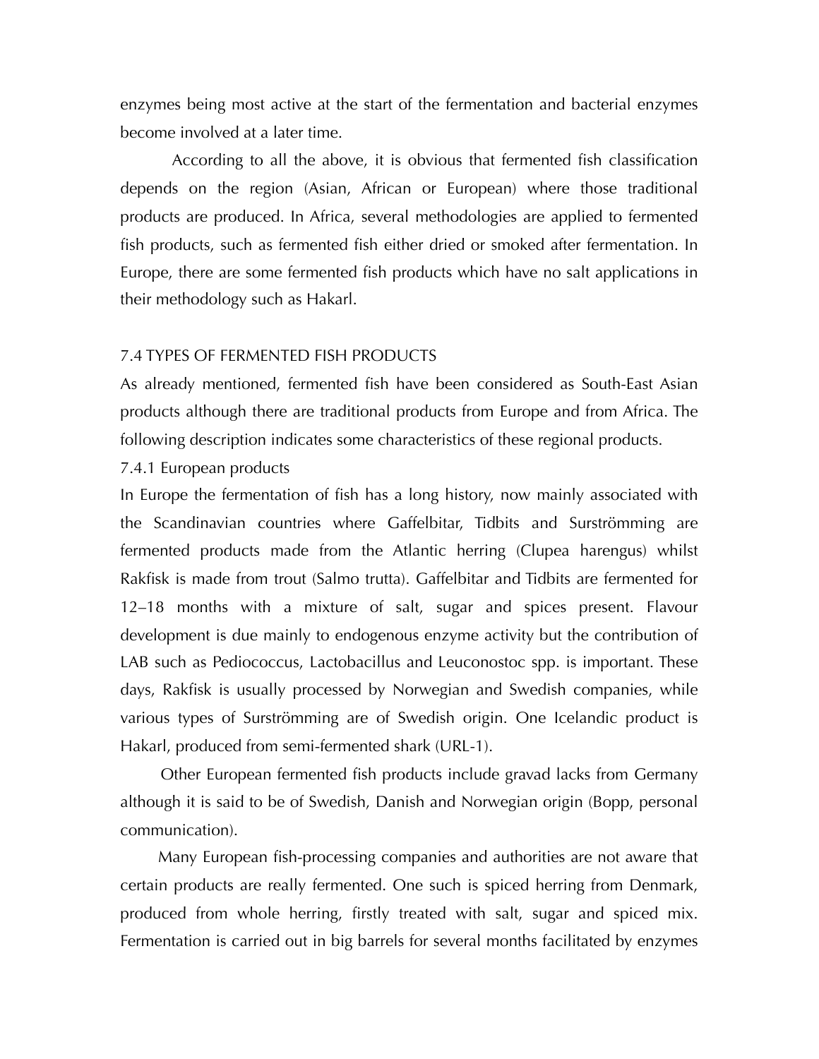enzymes being most active at the start of the fermentation and bacterial enzymes become involved at a later time.

According to all the above, it is obvious that fermented fish classification depends on the region (Asian, African or European) where those traditional products are produced. In Africa, several methodologies are applied to fermented fish products, such as fermented fish either dried or smoked after fermentation. In Europe, there are some fermented fish products which have no salt applications in their methodology such as Hakarl.

## 7.4 TYPES OF FERMENTED FISH PRODUCTS

As already mentioned, fermented fish have been considered as South-East Asian products although there are traditional products from Europe and from Africa. The following description indicates some characteristics of these regional products.

### 7.4.1 European products

In Europe the fermentation of fish has a long history, now mainly associated with the Scandinavian countries where Gaffelbitar, Tidbits and Surströmming are fermented products made from the Atlantic herring (Clupea harengus) whilst Rakfisk is made from trout (Salmo trutta). Gaffelbitar and Tidbits are fermented for 12–18 months with a mixture of salt, sugar and spices present. Flavour development is due mainly to endogenous enzyme activity but the contribution of LAB such as Pediococcus, Lactobacillus and Leuconostoc spp. is important. These days, Rakfisk is usually processed by Norwegian and Swedish companies, while various types of Surströmming are of Swedish origin. One Icelandic product is Hakarl, produced from semi-fermented shark (URL-1).

Other European fermented fish products include gravad lacks from Germany although it is said to be of Swedish, Danish and Norwegian origin (Bopp, personal communication).

Many European fish-processing companies and authorities are not aware that certain products are really fermented. One such is spiced herring from Denmark, produced from whole herring, firstly treated with salt, sugar and spiced mix. Fermentation is carried out in big barrels for several months facilitated by enzymes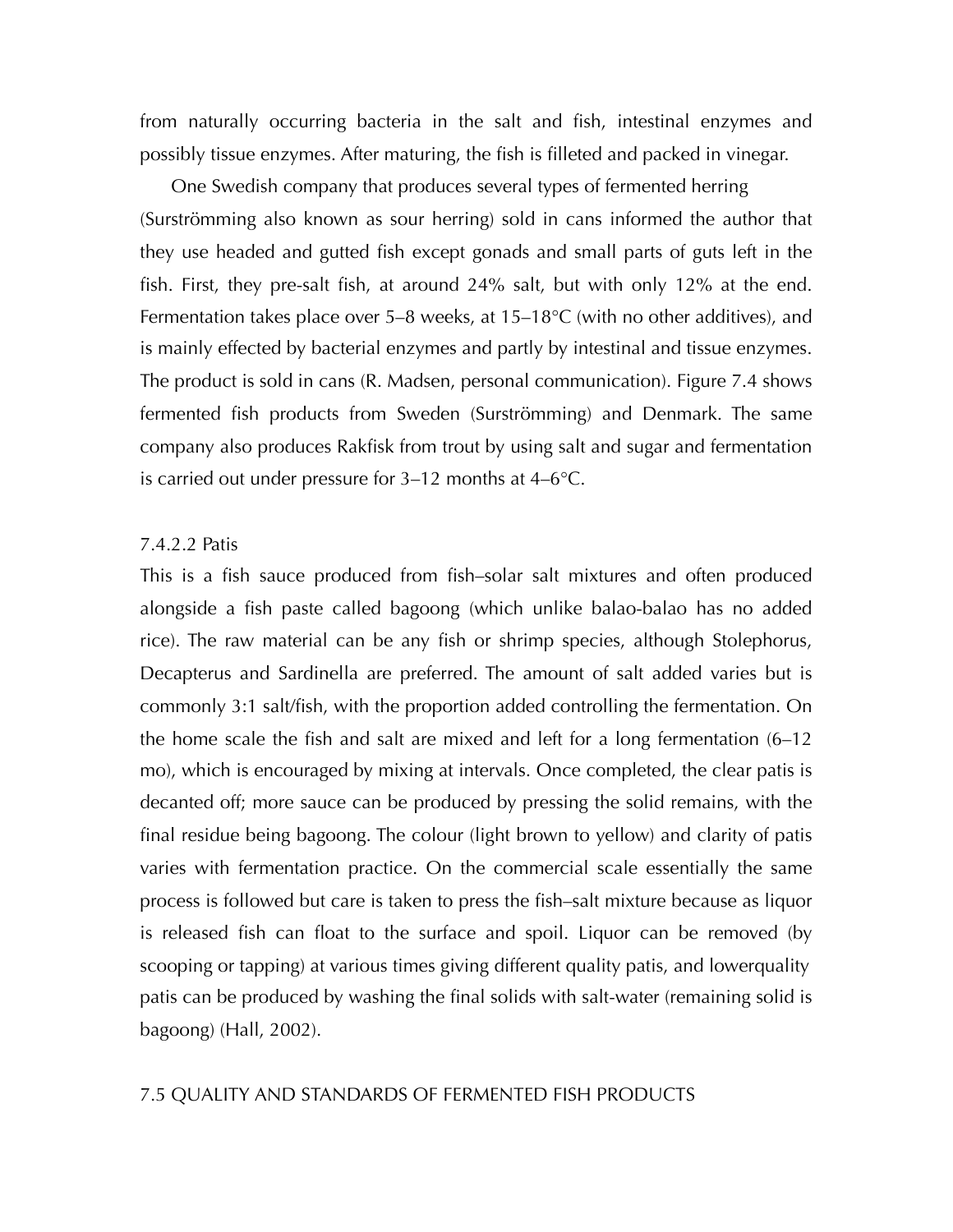from naturally occurring bacteria in the salt and fish, intestinal enzymes and possibly tissue enzymes. After maturing, the fish is filleted and packed in vinegar.

One Swedish company that produces several types of fermented herring (Surströmming also known as sour herring) sold in cans informed the author that they use headed and gutted fish except gonads and small parts of guts left in the fish. First, they pre-salt fish, at around 24% salt, but with only 12% at the end. Fermentation takes place over 5–8 weeks, at 15–18°C (with no other additives), and is mainly effected by bacterial enzymes and partly by intestinal and tissue enzymes. The product is sold in cans (R. Madsen, personal communication). Figure 7.4 shows fermented fish products from Sweden (Surströmming) and Denmark. The same company also produces Rakfisk from trout by using salt and sugar and fermentation is carried out under pressure for 3–12 months at 4–6°C.

#### 7.4.2.2 Patis

This is a fish sauce produced from fish–solar salt mixtures and often produced alongside a fish paste called bagoong (which unlike balao-balao has no added rice). The raw material can be any fish or shrimp species, although Stolephorus, Decapterus and Sardinella are preferred. The amount of salt added varies but is commonly 3:1 salt/fish, with the proportion added controlling the fermentation. On the home scale the fish and salt are mixed and left for a long fermentation (6–12 mo), which is encouraged by mixing at intervals. Once completed, the clear patis is decanted off; more sauce can be produced by pressing the solid remains, with the final residue being bagoong. The colour (light brown to yellow) and clarity of patis varies with fermentation practice. On the commercial scale essentially the same process is followed but care is taken to press the fish–salt mixture because as liquor is released fish can float to the surface and spoil. Liquor can be removed (by scooping or tapping) at various times giving different quality patis, and lowerquality patis can be produced by washing the final solids with salt-water (remaining solid is bagoong) (Hall, 2002).

## 7.5 QUALITY AND STANDARDS OF FERMENTED FISH PRODUCTS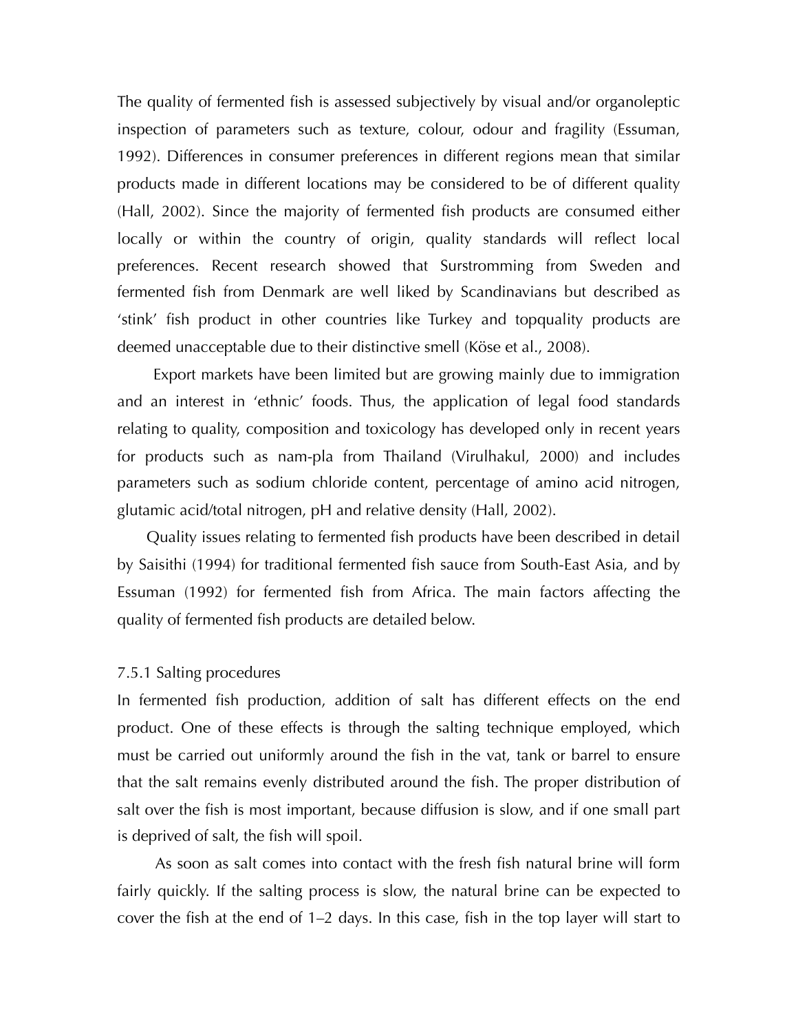The quality of fermented fish is assessed subjectively by visual and/or organoleptic inspection of parameters such as texture, colour, odour and fragility (Essuman, 1992). Differences in consumer preferences in different regions mean that similar products made in different locations may be considered to be of different quality (Hall, 2002). Since the majority of fermented fish products are consumed either locally or within the country of origin, quality standards will reflect local preferences. Recent research showed that Surstromming from Sweden and fermented fish from Denmark are well liked by Scandinavians but described as 'stink' fish product in other countries like Turkey and topquality products are deemed unacceptable due to their distinctive smell (Köse et al., 2008).

Export markets have been limited but are growing mainly due to immigration and an interest in 'ethnic' foods. Thus, the application of legal food standards relating to quality, composition and toxicology has developed only in recent years for products such as nam-pla from Thailand (Virulhakul, 2000) and includes parameters such as sodium chloride content, percentage of amino acid nitrogen, glutamic acid/total nitrogen, pH and relative density (Hall, 2002).

Quality issues relating to fermented fish products have been described in detail by Saisithi (1994) for traditional fermented fish sauce from South-East Asia, and by Essuman (1992) for fermented fish from Africa. The main factors affecting the quality of fermented fish products are detailed below.

### 7.5.1 Salting procedures

In fermented fish production, addition of salt has different effects on the end product. One of these effects is through the salting technique employed, which must be carried out uniformly around the fish in the vat, tank or barrel to ensure that the salt remains evenly distributed around the fish. The proper distribution of salt over the fish is most important, because diffusion is slow, and if one small part is deprived of salt, the fish will spoil.

As soon as salt comes into contact with the fresh fish natural brine will form fairly quickly. If the salting process is slow, the natural brine can be expected to cover the fish at the end of 1–2 days. In this case, fish in the top layer will start to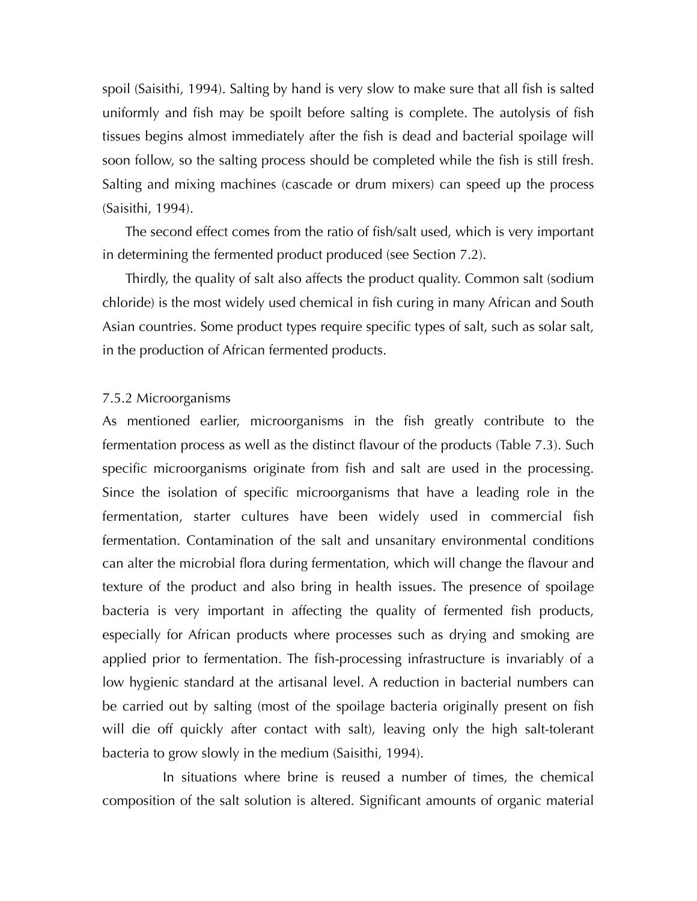spoil (Saisithi, 1994). Salting by hand is very slow to make sure that all fish is salted uniformly and fish may be spoilt before salting is complete. The autolysis of fish tissues begins almost immediately after the fish is dead and bacterial spoilage will soon follow, so the salting process should be completed while the fish is still fresh. Salting and mixing machines (cascade or drum mixers) can speed up the process (Saisithi, 1994).

The second effect comes from the ratio of fish/salt used, which is very important in determining the fermented product produced (see Section 7.2).

Thirdly, the quality of salt also affects the product quality. Common salt (sodium chloride) is the most widely used chemical in fish curing in many African and South Asian countries. Some product types require specific types of salt, such as solar salt, in the production of African fermented products.

### 7.5.2 Microorganisms

As mentioned earlier, microorganisms in the fish greatly contribute to the fermentation process as well as the distinct flavour of the products (Table 7.3). Such specific microorganisms originate from fish and salt are used in the processing. Since the isolation of specific microorganisms that have a leading role in the fermentation, starter cultures have been widely used in commercial fish fermentation. Contamination of the salt and unsanitary environmental conditions can alter the microbial flora during fermentation, which will change the flavour and texture of the product and also bring in health issues. The presence of spoilage bacteria is very important in affecting the quality of fermented fish products, especially for African products where processes such as drying and smoking are applied prior to fermentation. The fish-processing infrastructure is invariably of a low hygienic standard at the artisanal level. A reduction in bacterial numbers can be carried out by salting (most of the spoilage bacteria originally present on fish will die off quickly after contact with salt), leaving only the high salt-tolerant bacteria to grow slowly in the medium (Saisithi, 1994).

In situations where brine is reused a number of times, the chemical composition of the salt solution is altered. Significant amounts of organic material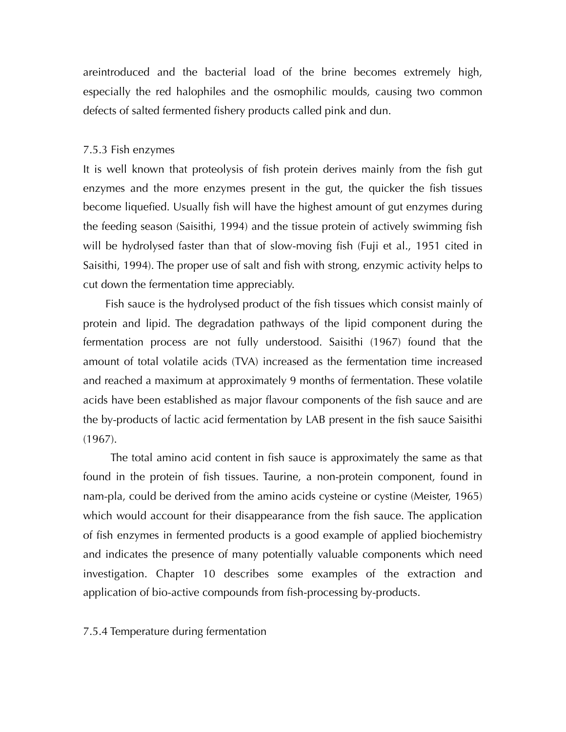areintroduced and the bacterial load of the brine becomes extremely high, especially the red halophiles and the osmophilic moulds, causing two common defects of salted fermented fishery products called pink and dun.

### 7.5.3 Fish enzymes

It is well known that proteolysis of fish protein derives mainly from the fish gut enzymes and the more enzymes present in the gut, the quicker the fish tissues become liquefied. Usually fish will have the highest amount of gut enzymes during the feeding season (Saisithi, 1994) and the tissue protein of actively swimming fish will be hydrolysed faster than that of slow-moving fish (Fuji et al., 1951 cited in Saisithi, 1994). The proper use of salt and fish with strong, enzymic activity helps to cut down the fermentation time appreciably.

Fish sauce is the hydrolysed product of the fish tissues which consist mainly of protein and lipid. The degradation pathways of the lipid component during the fermentation process are not fully understood. Saisithi (1967) found that the amount of total volatile acids (TVA) increased as the fermentation time increased and reached a maximum at approximately 9 months of fermentation. These volatile acids have been established as major flavour components of the fish sauce and are the by-products of lactic acid fermentation by LAB present in the fish sauce Saisithi (1967).

The total amino acid content in fish sauce is approximately the same as that found in the protein of fish tissues. Taurine, a non-protein component, found in nam-pla, could be derived from the amino acids cysteine or cystine (Meister, 1965) which would account for their disappearance from the fish sauce. The application of fish enzymes in fermented products is a good example of applied biochemistry and indicates the presence of many potentially valuable components which need investigation. Chapter 10 describes some examples of the extraction and application of bio-active compounds from fish-processing by-products.

### 7.5.4 Temperature during fermentation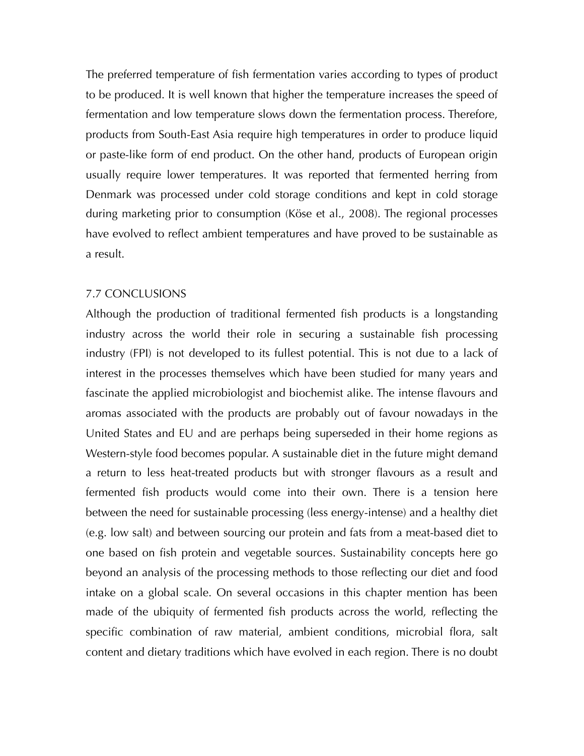The preferred temperature of fish fermentation varies according to types of product to be produced. It is well known that higher the temperature increases the speed of fermentation and low temperature slows down the fermentation process. Therefore, products from South-East Asia require high temperatures in order to produce liquid or paste-like form of end product. On the other hand, products of European origin usually require lower temperatures. It was reported that fermented herring from Denmark was processed under cold storage conditions and kept in cold storage during marketing prior to consumption (Köse et al., 2008). The regional processes have evolved to reflect ambient temperatures and have proved to be sustainable as a result.

## 7.7 CONCLUSIONS

Although the production of traditional fermented fish products is a longstanding industry across the world their role in securing a sustainable fish processing industry (FPI) is not developed to its fullest potential. This is not due to a lack of interest in the processes themselves which have been studied for many years and fascinate the applied microbiologist and biochemist alike. The intense flavours and aromas associated with the products are probably out of favour nowadays in the United States and EU and are perhaps being superseded in their home regions as Western-style food becomes popular. A sustainable diet in the future might demand a return to less heat-treated products but with stronger flavours as a result and fermented fish products would come into their own. There is a tension here between the need for sustainable processing (less energy-intense) and a healthy diet (e.g. low salt) and between sourcing our protein and fats from a meat-based diet to one based on fish protein and vegetable sources. Sustainability concepts here go beyond an analysis of the processing methods to those reflecting our diet and food intake on a global scale. On several occasions in this chapter mention has been made of the ubiquity of fermented fish products across the world, reflecting the specific combination of raw material, ambient conditions, microbial flora, salt content and dietary traditions which have evolved in each region. There is no doubt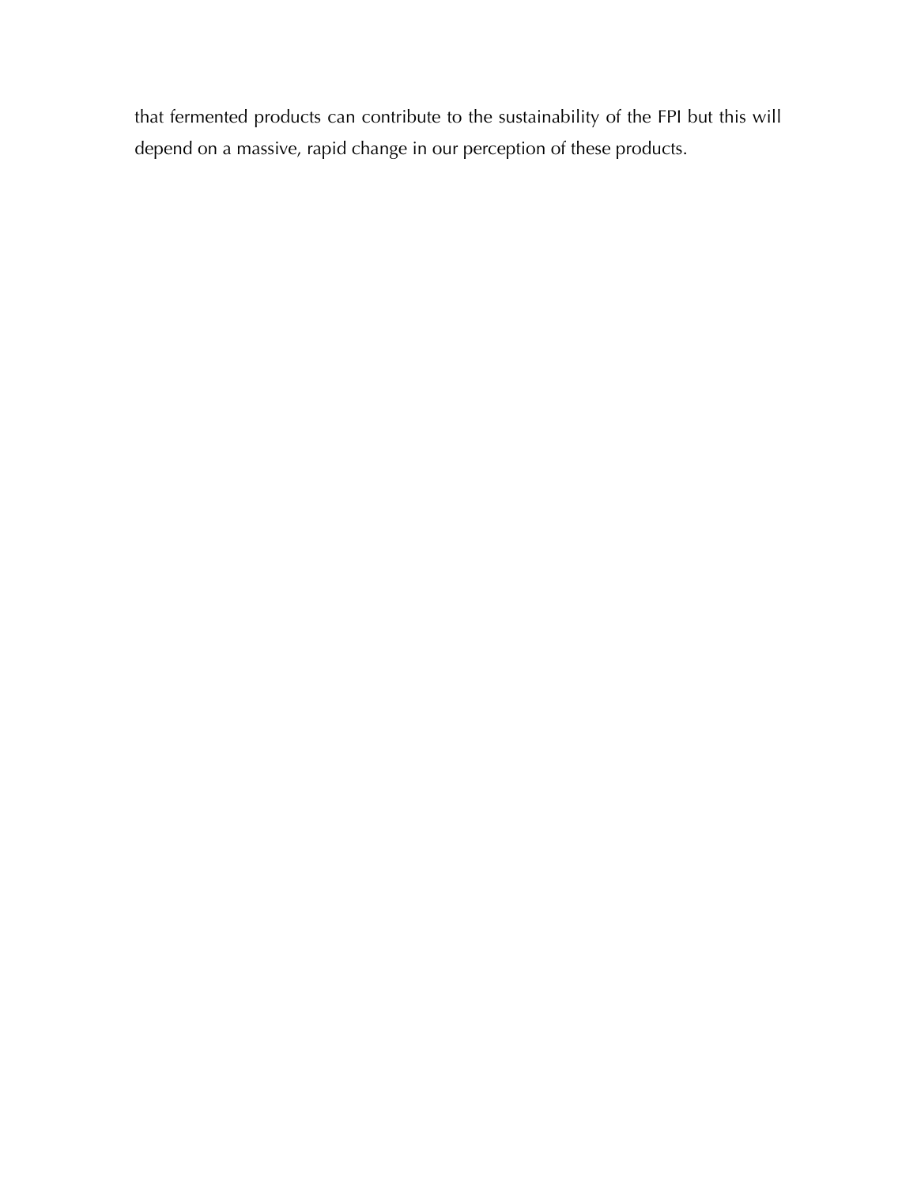that fermented products can contribute to the sustainability of the FPI but this will depend on a massive, rapid change in our perception of these products.